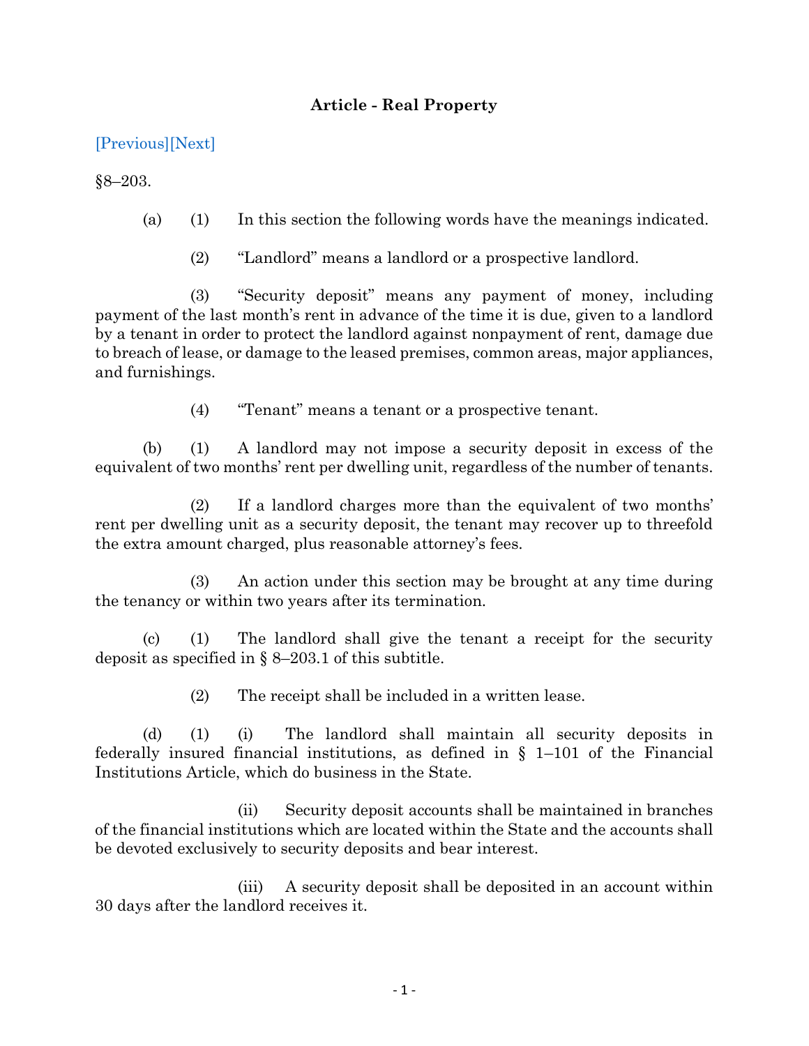**Article - Real Property**

[Previous][Next]

§8–203.

(a) (1) In this section the following words have the meanings indicated.

(2) "Landlord" means a landlord or a prospective landlord.

(3) "Security deposit" means any payment of money, including payment of the last month's rent in advance of the time it is due, given to a landlord by a tenant in order to protect the landlord against nonpayment of rent, damage due to breach of lease, or damage to the leased premises, common areas, major appliances, and furnishings.

(4) "Tenant" means a tenant or a prospective tenant.

(b) (1) A landlord may not impose a security deposit in excess of the equivalent of two months' rent per dwelling unit, regardless of the number of tenants.

(2) If a landlord charges more than the equivalent of two months' rent per dwelling unit as a security deposit, the tenant may recover up to threefold the extra amount charged, plus reasonable attorney's fees.

(3) An action under this section may be brought at any time during the tenancy or within two years after its termination.

(c) (1) The landlord shall give the tenant a receipt for the security deposit as specified in § 8–203.1 of this subtitle.

(2) The receipt shall be included in a written lease.

(d) (1) (i) The landlord shall maintain all security deposits in federally insured financial institutions, as defined in § 1–101 of the Financial Institutions Article, which do business in the State.

(ii) Security deposit accounts shall be maintained in branches of the financial institutions which are located within the State and the accounts shall be devoted exclusively to security deposits and bear interest.

(iii) A security deposit shall be deposited in an account within 30 days after the landlord receives it.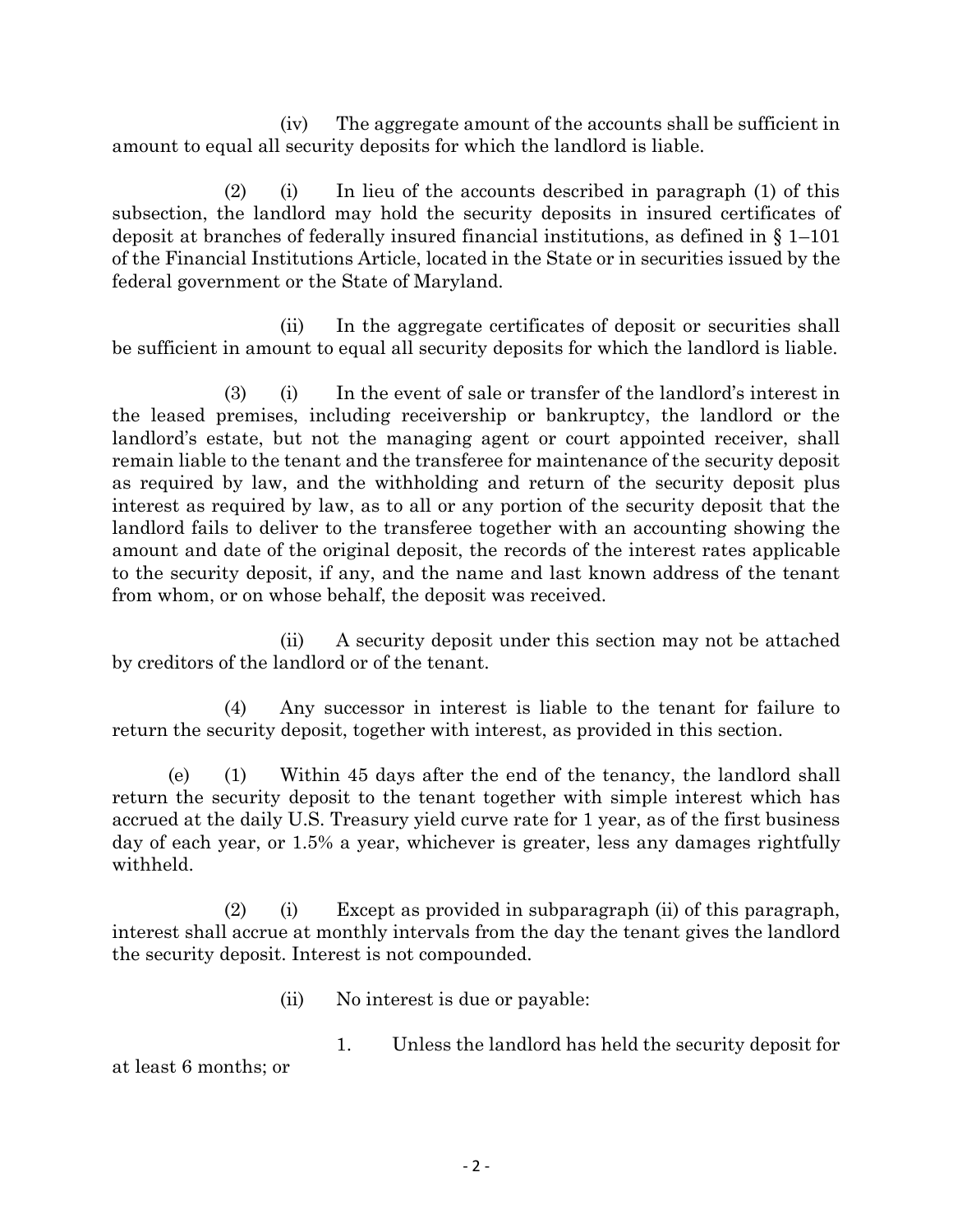(iv) The aggregate amount of the accounts shall be sufficient in amount to equal all security deposits for which the landlord is liable.

(2) (i) In lieu of the accounts described in paragraph (1) of this subsection, the landlord may hold the security deposits in insured certificates of deposit at branches of federally insured financial institutions, as defined in § 1–101 of the Financial Institutions Article, located in the State or in securities issued by the federal government or the State of Maryland.

(ii) In the aggregate certificates of deposit or securities shall be sufficient in amount to equal all security deposits for which the landlord is liable.

(3) (i) In the event of sale or transfer of the landlord's interest in the leased premises, including receivership or bankruptcy, the landlord or the landlord's estate, but not the managing agent or court appointed receiver, shall remain liable to the tenant and the transferee for maintenance of the security deposit as required by law, and the withholding and return of the security deposit plus interest as required by law, as to all or any portion of the security deposit that the landlord fails to deliver to the transferee together with an accounting showing the amount and date of the original deposit, the records of the interest rates applicable to the security deposit, if any, and the name and last known address of the tenant from whom, or on whose behalf, the deposit was received.

(ii) A security deposit under this section may not be attached by creditors of the landlord or of the tenant.

(4) Any successor in interest is liable to the tenant for failure to return the security deposit, together with interest, as provided in this section.

(e) (1) Within 45 days after the end of the tenancy, the landlord shall return the security deposit to the tenant together with simple interest which has accrued at the daily U.S. Treasury yield curve rate for 1 year, as of the first business day of each year, or 1.5% a year, whichever is greater, less any damages rightfully withheld.

(2) (i) Except as provided in subparagraph (ii) of this paragraph, interest shall accrue at monthly intervals from the day the tenant gives the landlord the security deposit. Interest is not compounded.

(ii) No interest is due or payable:

1. Unless the landlord has held the security deposit for at least 6 months; or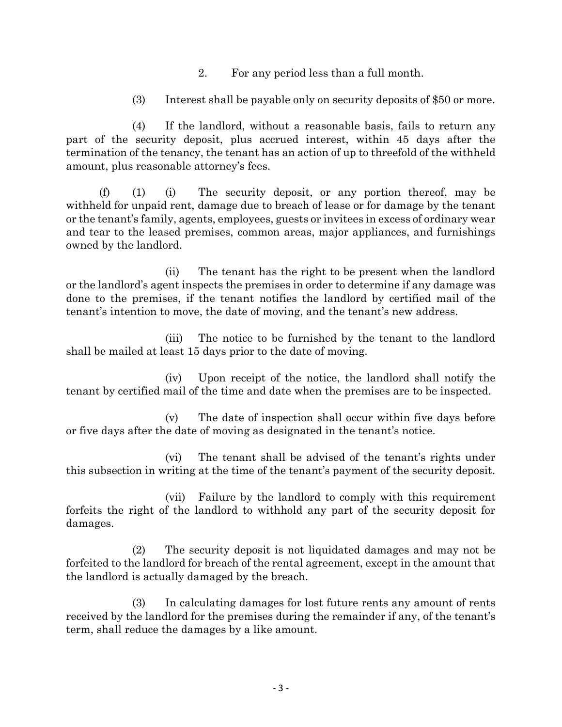2. For any period less than a full month.

(3) Interest shall be payable only on security deposits of $50 or more.

(4) If the landlord, without a reasonable basis, fails to return any part of the security deposit, plus accrued interest, within 45 days after the termination of the tenancy, the tenant has an action of up to threefold of the withheld amount, plus reasonable attorney's fees.

(f) (1) (i) The security deposit, or any portion thereof, may be withheld for unpaid rent, damage due to breach of lease or for damage by the tenant or the tenant's family, agents, employees, guests or invitees in excess of ordinary wear and tear to the leased premises, common areas, major appliances, and furnishings owned by the landlord.

(ii) The tenant has the right to be present when the landlord or the landlord's agent inspects the premises in order to determine if any damage was done to the premises, if the tenant notifies the landlord by certified mail of the tenant's intention to move, the date of moving, and the tenant's new address.

(iii) The notice to be furnished by the tenant to the landlord shall be mailed at least 15 days prior to the date of moving.

(iv) Upon receipt of the notice, the landlord shall notify the tenant by certified mail of the time and date when the premises are to be inspected.

(v) The date of inspection shall occur within five days before or five days after the date of moving as designated in the tenant's notice.

(vi) The tenant shall be advised of the tenant's rights under this subsection in writing at the time of the tenant's payment of the security deposit.

(vii) Failure by the landlord to comply with this requirement forfeits the right of the landlord to withhold any part of the security deposit for damages.

(2) The security deposit is not liquidated damages and may not be forfeited to the landlord for breach of the rental agreement, except in the amount that the landlord is actually damaged by the breach.

(3) In calculating damages for lost future rents any amount of rents received by the landlord for the premises during the remainder if any, of the tenant's term, shall reduce the damages by a like amount.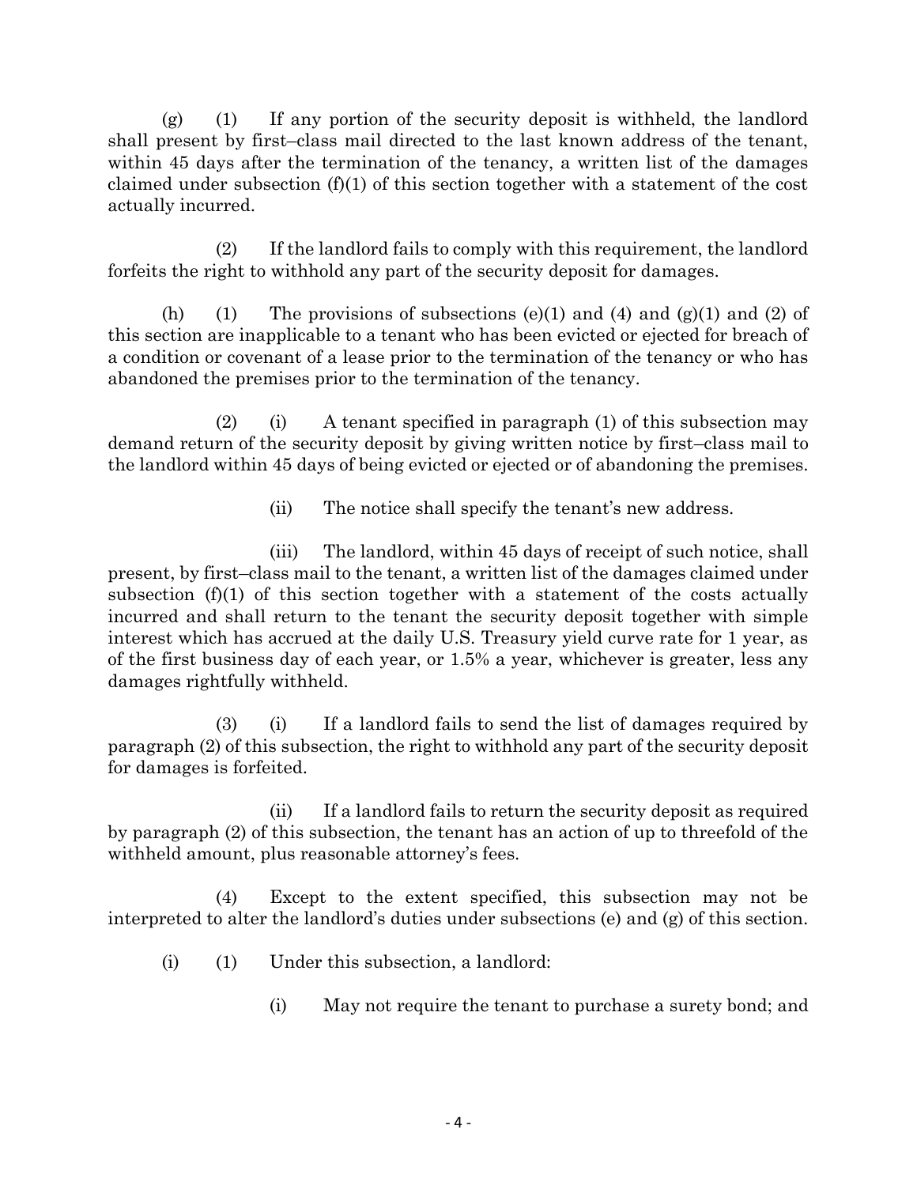(g) (1) If any portion of the security deposit is withheld, the landlord shall present by first–class mail directed to the last known address of the tenant, within 45 days after the termination of the tenancy, a written list of the damages claimed under subsection (f)(1) of this section together with a statement of the cost actually incurred.

(2) If the landlord fails to comply with this requirement, the landlord forfeits the right to withhold any part of the security deposit for damages.

(h) (1) The provisions of subsections (e)(1) and (4) and (g)(1) and (2) of this section are inapplicable to a tenant who has been evicted or ejected for breach of a condition or covenant of a lease prior to the termination of the tenancy or who has abandoned the premises prior to the termination of the tenancy.

(2) (i) A tenant specified in paragraph (1) of this subsection may demand return of the security deposit by giving written notice by first–class mail to the landlord within 45 days of being evicted or ejected or of abandoning the premises.

(ii) The notice shall specify the tenant's new address.

(iii) The landlord, within 45 days of receipt of such notice, shall present, by first–class mail to the tenant, a written list of the damages claimed under subsection (f)(1) of this section together with a statement of the costs actually incurred and shall return to the tenant the security deposit together with simple interest which has accrued at the daily U.S. Treasury yield curve rate for 1 year, as of the first business day of each year, or 1.5% a year, whichever is greater, less any damages rightfully withheld.

(3) (i) If a landlord fails to send the list of damages required by paragraph (2) of this subsection, the right to withhold any part of the security deposit for damages is forfeited.

(ii) If a landlord fails to return the security deposit as required by paragraph (2) of this subsection, the tenant has an action of up to threefold of the withheld amount, plus reasonable attorney's fees.

(4) Except to the extent specified, this subsection may not be interpreted to alter the landlord's duties under subsections (e) and (g) of this section.

(i) (1) Under this subsection, a landlord:

(i) May not require the tenant to purchase a surety bond; and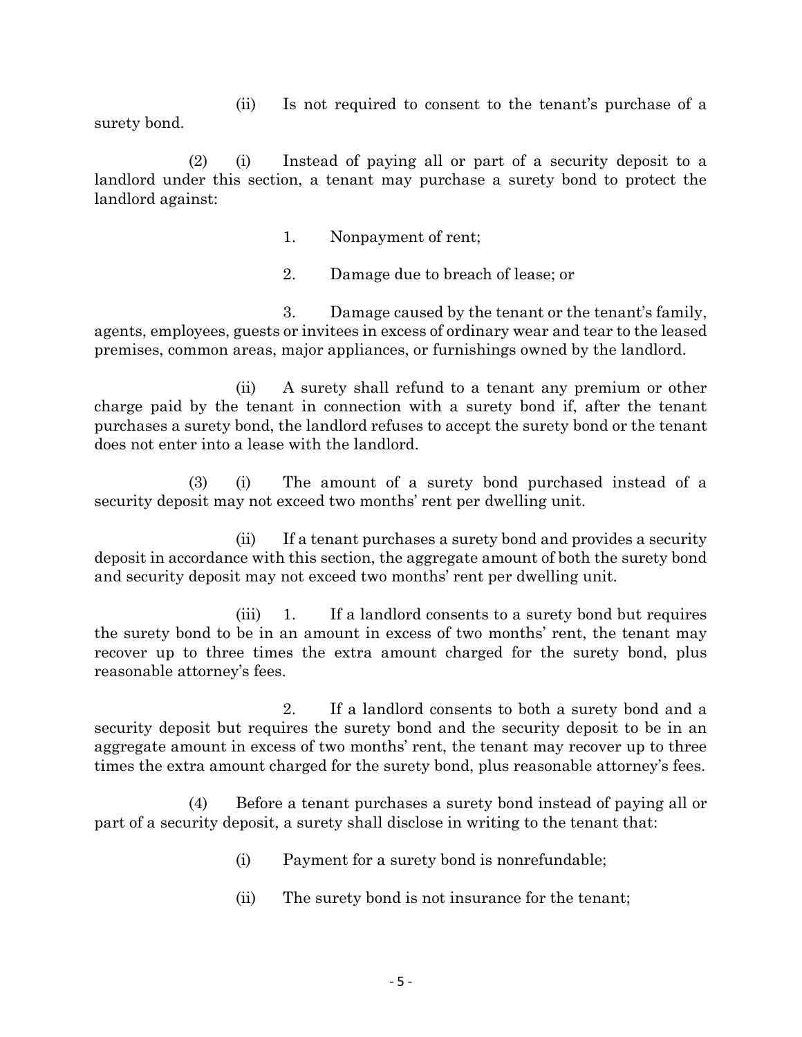(ii) Is not required to consent to the tenant's purchase of a surety bond.

(2) (i) Instead of paying all or part of a security deposit to a landlord under this section, a tenant may purchase a surety bond to protect the landlord against:

1. Nonpayment of rent;

2. Damage due to breach of lease; or

3. Damage caused by the tenant or the tenant's family, agents, employees, guests or invitees in excess of ordinary wear and tear to the leased premises, common areas, major appliances, or furnishings owned by the landlord.

(ii) A surety shall refund to a tenant any premium or other charge paid by the tenant in connection with a surety bond if, after the tenant purchases a surety bond, the landlord refuses to accept the surety bond or the tenant does not enter into a lease with the landlord.

(3) (i) The amount of a surety bond purchased instead of a security deposit may not exceed two months' rent per dwelling unit.

(ii) If a tenant purchases a surety bond and provides a security deposit in accordance with this section, the aggregate amount of both the surety bond and security deposit may not exceed two months' rent per dwelling unit.

(iii) 1. If a landlord consents to a surety bond but requires the surety bond to be in an amount in excess of two months' rent, the tenant may recover up to three times the extra amount charged for the surety bond, plus reasonable attorney's fees.

2. If a landlord consents to both a surety bond and a security deposit but requires the surety bond and the security deposit to be in an aggregate amount in excess of two months' rent, the tenant may recover up to three times the extra amount charged for the surety bond, plus reasonable attorney's fees.

(4) Before a tenant purchases a surety bond instead of paying all or part of a security deposit, a surety shall disclose in writing to the tenant that:

(i) Payment for a surety bond is nonrefundable;

(ii) The surety bond is not insurance for the tenant;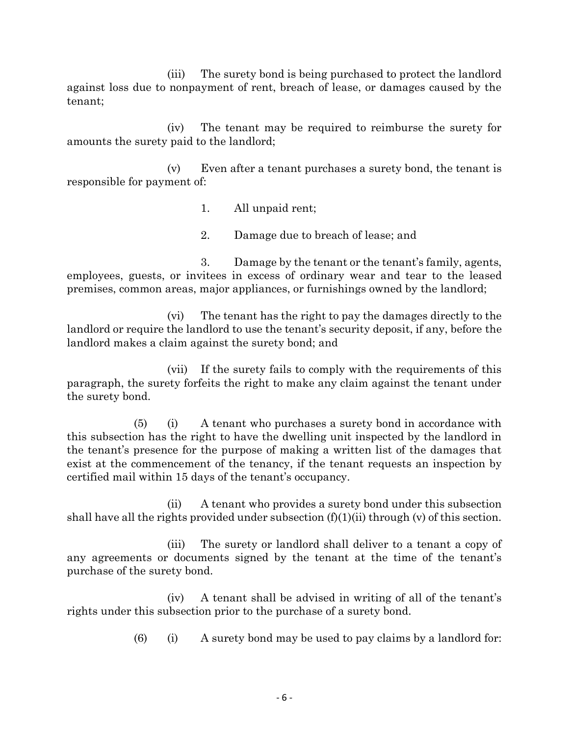(iii) The surety bond is being purchased to protect the landlord against loss due to nonpayment of rent, breach of lease, or damages caused by the tenant;

(iv) The tenant may be required to reimburse the surety for amounts the surety paid to the landlord;

(v) Even after a tenant purchases a surety bond, the tenant is responsible for payment of:

1. All unpaid rent;

2. Damage due to breach of lease; and

3. Damage by the tenant or the tenant's family, agents, employees, guests, or invitees in excess of ordinary wear and tear to the leased premises, common areas, major appliances, or furnishings owned by the landlord;

(vi) The tenant has the right to pay the damages directly to the landlord or require the landlord to use the tenant's security deposit, if any, before the landlord makes a claim against the surety bond; and

(vii) If the surety fails to comply with the requirements of this paragraph, the surety forfeits the right to make any claim against the tenant under the surety bond.

(5) (i) A tenant who purchases a surety bond in accordance with this subsection has the right to have the dwelling unit inspected by the landlord in the tenant's presence for the purpose of making a written list of the damages that exist at the commencement of the tenancy, if the tenant requests an inspection by certified mail within 15 days of the tenant's occupancy.

(ii) A tenant who provides a surety bond under this subsection shall have all the rights provided under subsection (f)(1)(ii) through (v) of this section.

(iii) The surety or landlord shall deliver to a tenant a copy of any agreements or documents signed by the tenant at the time of the tenant's purchase of the surety bond.

(iv) A tenant shall be advised in writing of all of the tenant's rights under this subsection prior to the purchase of a surety bond.

(6) (i) A surety bond may be used to pay claims by a landlord for: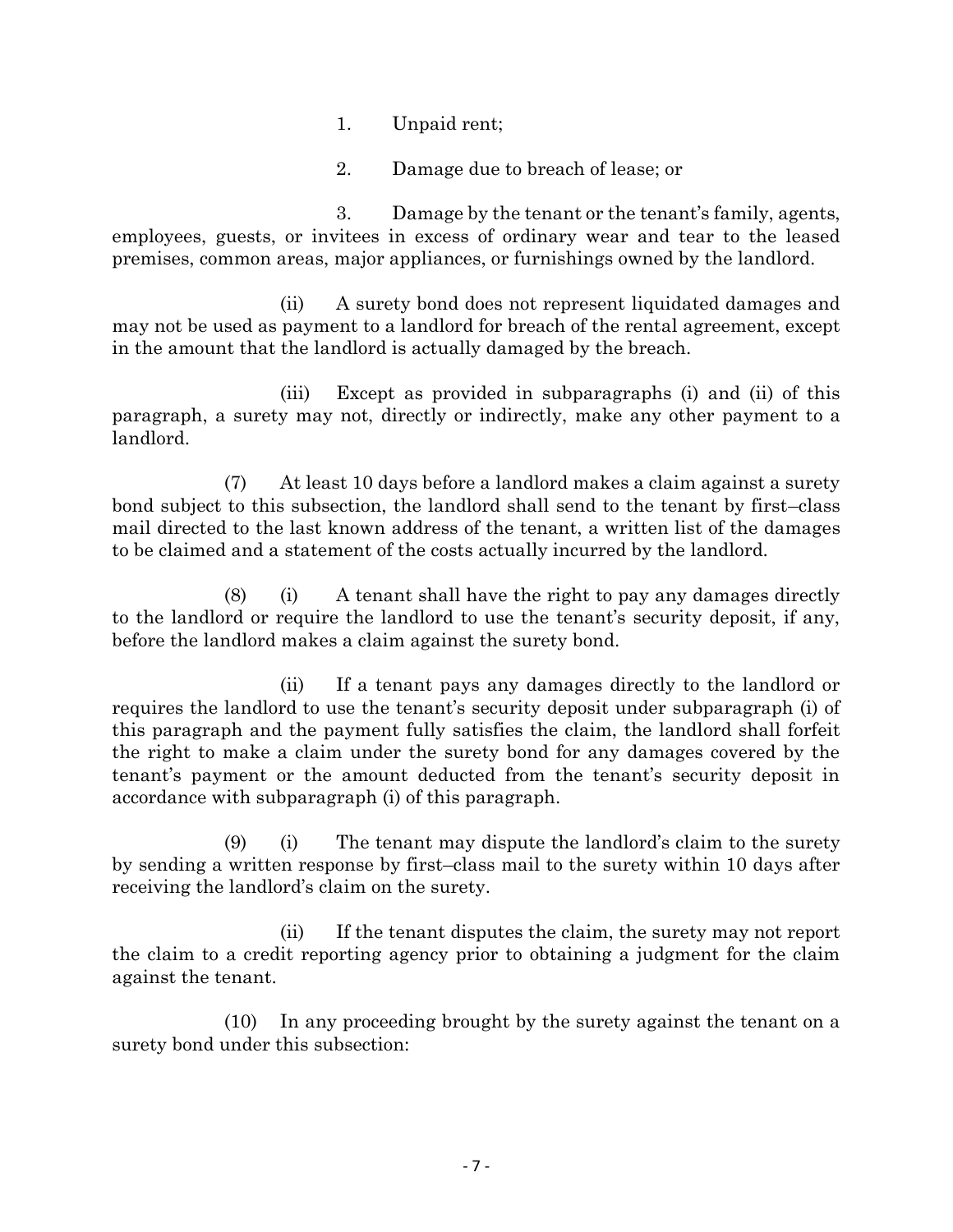1. Unpaid rent;

2. Damage due to breach of lease; or

3. Damage by the tenant or the tenant's family, agents, employees, guests, or invitees in excess of ordinary wear and tear to the leased premises, common areas, major appliances, or furnishings owned by the landlord.

(ii) A surety bond does not represent liquidated damages and may not be used as payment to a landlord for breach of the rental agreement, except in the amount that the landlord is actually damaged by the breach.

(iii) Except as provided in subparagraphs (i) and (ii) of this paragraph, a surety may not, directly or indirectly, make any other payment to a landlord.

(7) At least 10 days before a landlord makes a claim against a surety bond subject to this subsection, the landlord shall send to the tenant by first–class mail directed to the last known address of the tenant, a written list of the damages to be claimed and a statement of the costs actually incurred by the landlord.

(8) (i) A tenant shall have the right to pay any damages directly to the landlord or require the landlord to use the tenant's security deposit, if any, before the landlord makes a claim against the surety bond.

(ii) If a tenant pays any damages directly to the landlord or requires the landlord to use the tenant's security deposit under subparagraph (i) of this paragraph and the payment fully satisfies the claim, the landlord shall forfeit the right to make a claim under the surety bond for any damages covered by the tenant's payment or the amount deducted from the tenant's security deposit in accordance with subparagraph (i) of this paragraph.

(9) (i) The tenant may dispute the landlord's claim to the surety by sending a written response by first–class mail to the surety within 10 days after receiving the landlord's claim on the surety.

(ii) If the tenant disputes the claim, the surety may not report the claim to a credit reporting agency prior to obtaining a judgment for the claim against the tenant.

(10) In any proceeding brought by the surety against the tenant on a surety bond under this subsection: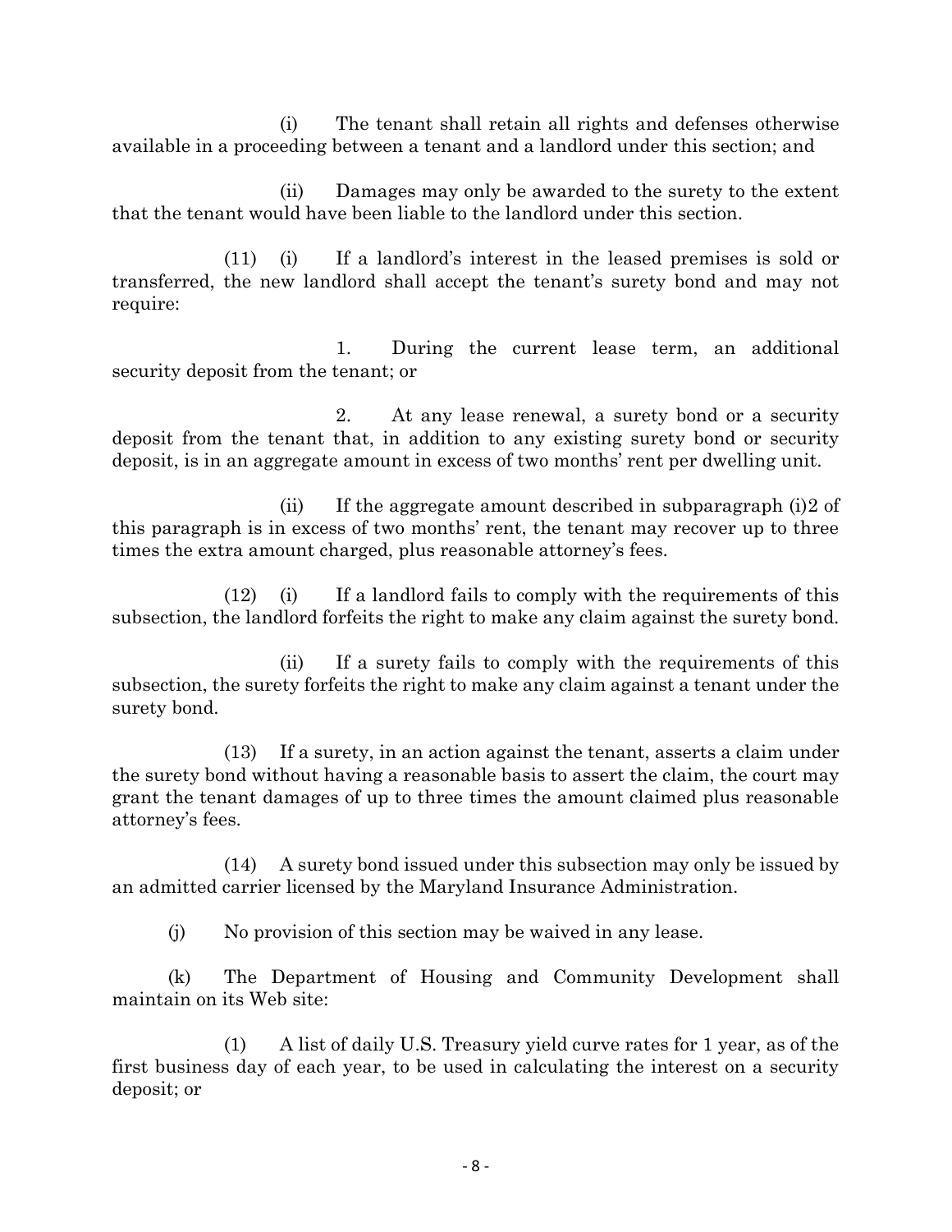(i) The tenant shall retain all rights and defenses otherwise available in a proceeding between a tenant and a landlord under this section; and

(ii) Damages may only be awarded to the surety to the extent that the tenant would have been liable to the landlord under this section.

(11) (i) If a landlord's interest in the leased premises is sold or transferred, the new landlord shall accept the tenant's surety bond and may not require:

1. During the current lease term, an additional security deposit from the tenant; or

2. At any lease renewal, a surety bond or a security deposit from the tenant that, in addition to any existing surety bond or security deposit, is in an aggregate amount in excess of two months' rent per dwelling unit.

(ii) If the aggregate amount described in subparagraph (i)2 of this paragraph is in excess of two months' rent, the tenant may recover up to three times the extra amount charged, plus reasonable attorney's fees.

(12) (i) If a landlord fails to comply with the requirements of this subsection, the landlord forfeits the right to make any claim against the surety bond.

(ii) If a surety fails to comply with the requirements of this subsection, the surety forfeits the right to make any claim against a tenant under the surety bond.

(13) If a surety, in an action against the tenant, asserts a claim under the surety bond without having a reasonable basis to assert the claim, the court may grant the tenant damages of up to three times the amount claimed plus reasonable attorney's fees.

(14) A surety bond issued under this subsection may only be issued by an admitted carrier licensed by the Maryland Insurance Administration.

(j) No provision of this section may be waived in any lease.

(k) The Department of Housing and Community Development shall maintain on its Web site:

(1) A list of daily U.S. Treasury yield curve rates for 1 year, as of the first business day of each year, to be used in calculating the interest on a security deposit; or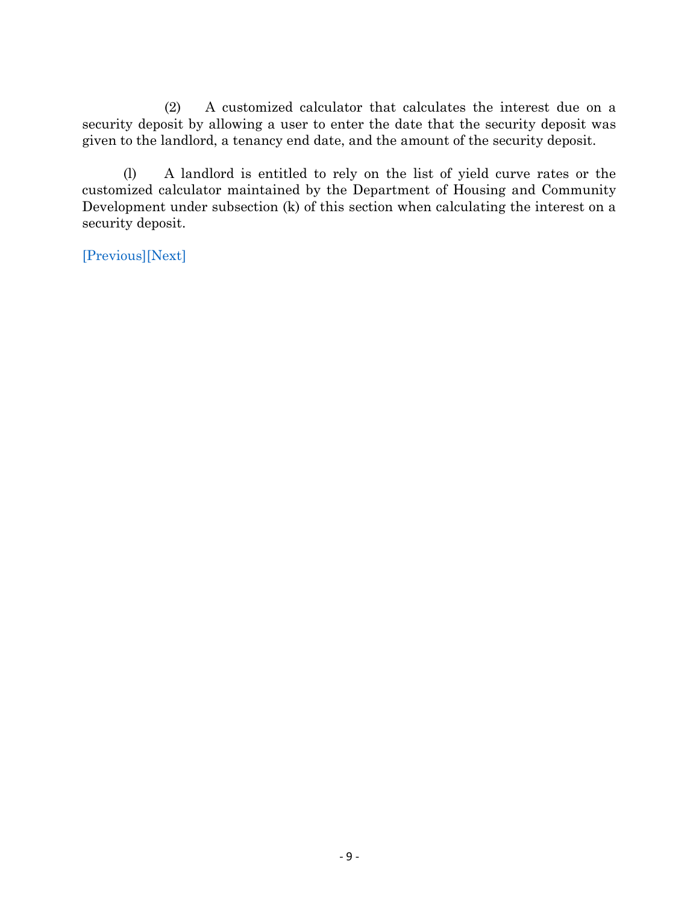(2) A customized calculator that calculates the interest due on a security deposit by allowing a user to enter the date that the security deposit was given to the landlord, a tenancy end date, and the amount of the security deposit.

(l) A landlord is entitled to rely on the list of yield curve rates or the customized calculator maintained by the Department of Housing and Community Development under subsection (k) of this section when calculating the interest on a security deposit.

[Previous][Next]